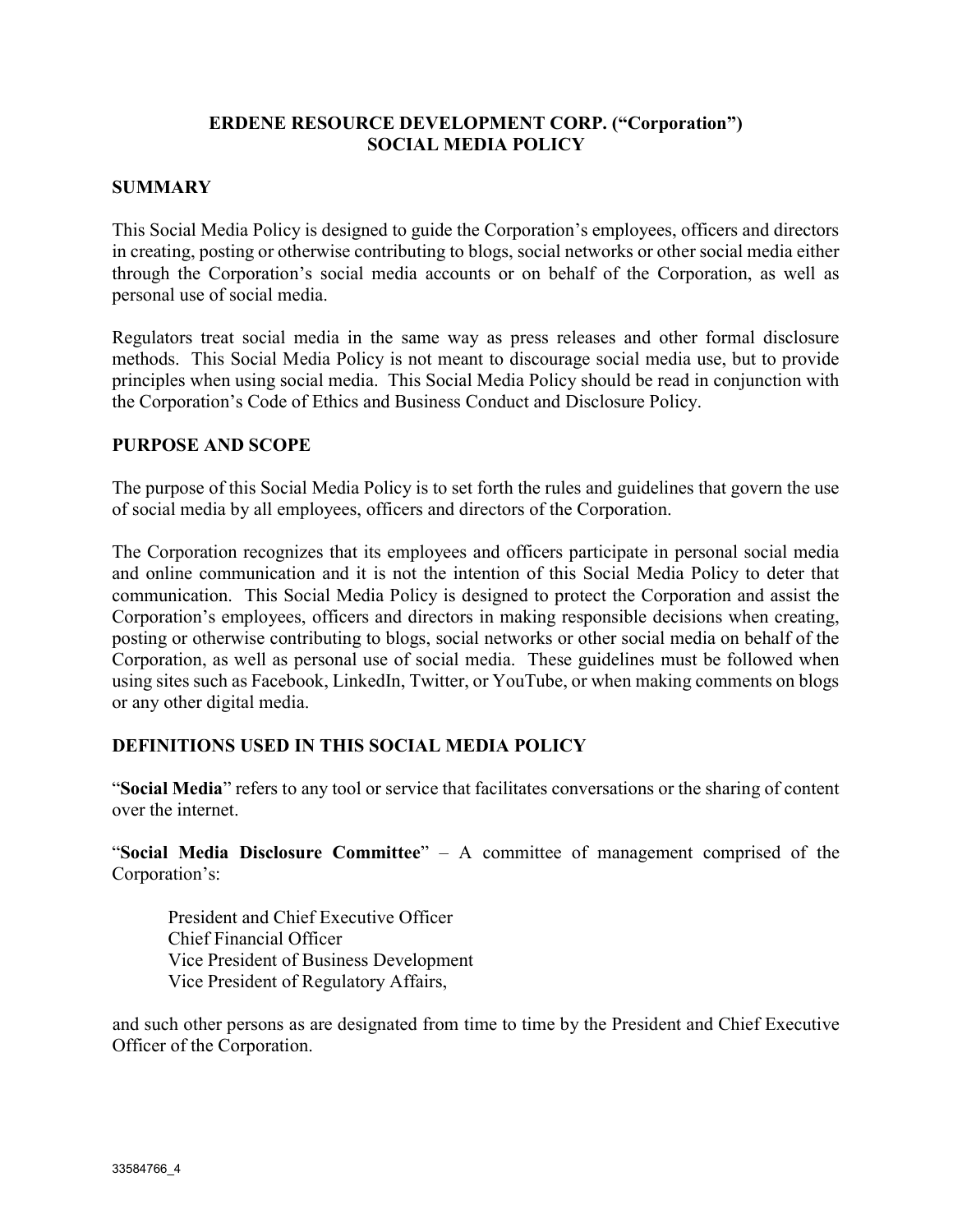# ERDENE RESOURCE DEVELOPMENT CORP. ("Corporation")
# SOCIAL MEDIA POLICY

## SUMMARY

This Social Media Policy is designed to guide the Corporation's employees, officers and directors in creating, posting or otherwise contributing to blogs, social networks or other social media either through the Corporation's social media accounts or on behalf of the Corporation, as well as personal use of social media.

Regulators treat social media in the same way as press releases and other formal disclosure methods. This Social Media Policy is not meant to discourage social media use, but to provide principles when using social media. This Social Media Policy should be read in conjunction with the Corporation's Code of Ethics and Business Conduct and Disclosure Policy.

## PURPOSE AND SCOPE

The purpose of this Social Media Policy is to set forth the rules and guidelines that govern the use of social media by all employees, officers and directors of the Corporation.

The Corporation recognizes that its employees and officers participate in personal social media and online communication and it is not the intention of this Social Media Policy to deter that communication. This Social Media Policy is designed to protect the Corporation and assist the Corporation's employees, officers and directors in making responsible decisions when creating, posting or otherwise contributing to blogs, social networks or other social media on behalf of the Corporation, as well as personal use of social media. These guidelines must be followed when using sites such as Facebook, LinkedIn, Twitter, or YouTube, or when making comments on blogs or any other digital media.

## DEFINITIONS USED IN THIS SOCIAL MEDIA POLICY

"**Social Media**" refers to any tool or service that facilitates conversations or the sharing of content over the internet.

"**Social Media Disclosure Committee**" – A committee of management comprised of the Corporation's:

President and Chief Executive Officer
Chief Financial Officer
Vice President of Business Development
Vice President of Regulatory Affairs,

and such other persons as are designated from time to time by the President and Chief Executive Officer of the Corporation.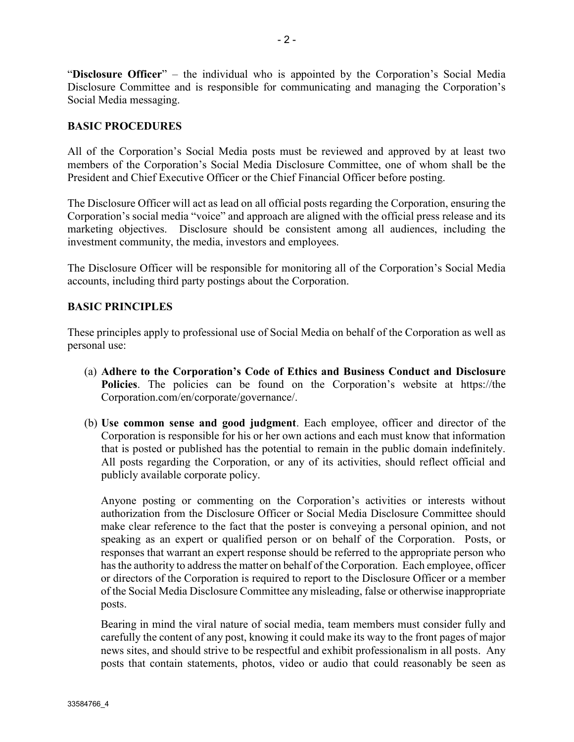"**Disclosure Officer**" – the individual who is appointed by the Corporation's Social Media Disclosure Committee and is responsible for communicating and managing the Corporation's Social Media messaging.

## BASIC PROCEDURES

All of the Corporation's Social Media posts must be reviewed and approved by at least two members of the Corporation's Social Media Disclosure Committee, one of whom shall be the President and Chief Executive Officer or the Chief Financial Officer before posting.

The Disclosure Officer will act as lead on all official posts regarding the Corporation, ensuring the Corporation's social media "voice" and approach are aligned with the official press release and its marketing objectives. Disclosure should be consistent among all audiences, including the investment community, the media, investors and employees.

The Disclosure Officer will be responsible for monitoring all of the Corporation's Social Media accounts, including third party postings about the Corporation.

## BASIC PRINCIPLES

These principles apply to professional use of Social Media on behalf of the Corporation as well as personal use:

(a) **Adhere to the Corporation's Code of Ethics and Business Conduct and Disclosure Policies**. The policies can be found on the Corporation's website at https://the Corporation.com/en/corporate/governance/.

(b) **Use common sense and good judgment**. Each employee, officer and director of the Corporation is responsible for his or her own actions and each must know that information that is posted or published has the potential to remain in the public domain indefinitely. All posts regarding the Corporation, or any of its activities, should reflect official and publicly available corporate policy.

Anyone posting or commenting on the Corporation's activities or interests without authorization from the Disclosure Officer or Social Media Disclosure Committee should make clear reference to the fact that the poster is conveying a personal opinion, and not speaking as an expert or qualified person or on behalf of the Corporation. Posts, or responses that warrant an expert response should be referred to the appropriate person who has the authority to address the matter on behalf of the Corporation. Each employee, officer or directors of the Corporation is required to report to the Disclosure Officer or a member of the Social Media Disclosure Committee any misleading, false or otherwise inappropriate posts.

Bearing in mind the viral nature of social media, team members must consider fully and carefully the content of any post, knowing it could make its way to the front pages of major news sites, and should strive to be respectful and exhibit professionalism in all posts. Any posts that contain statements, photos, video or audio that could reasonably be seen as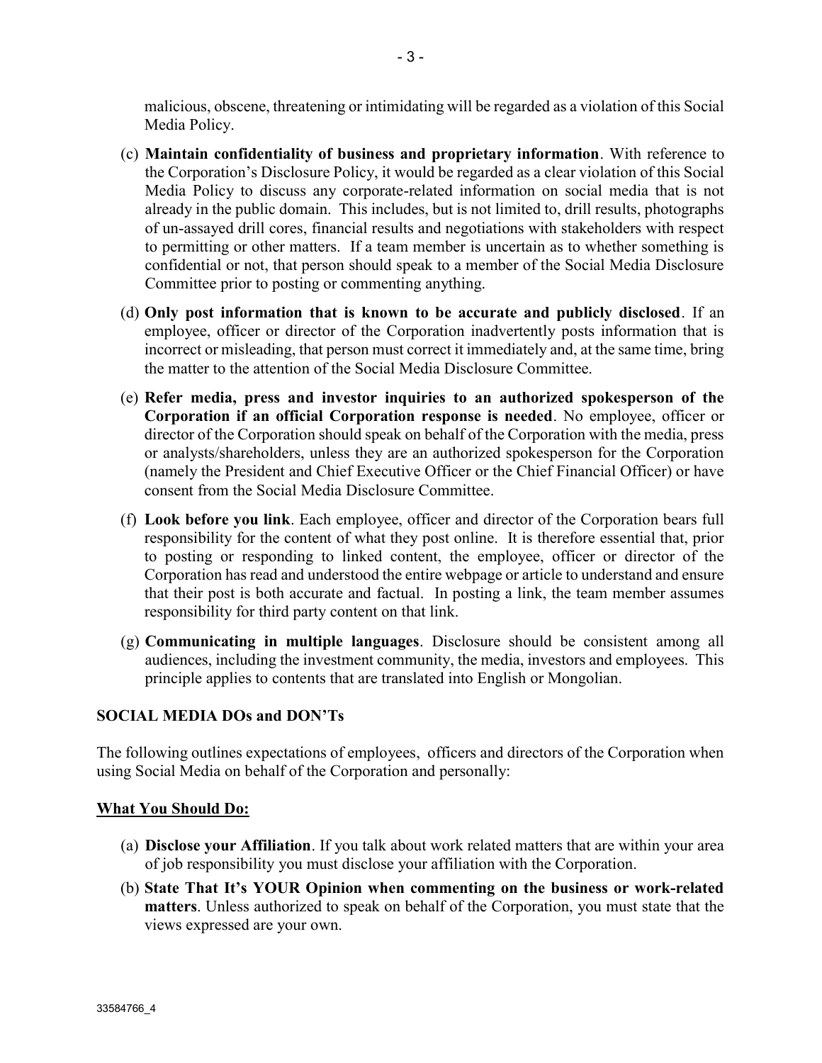malicious, obscene, threatening or intimidating will be regarded as a violation of this Social Media Policy.

(c) **Maintain confidentiality of business and proprietary information**. With reference to the Corporation's Disclosure Policy, it would be regarded as a clear violation of this Social Media Policy to discuss any corporate-related information on social media that is not already in the public domain. This includes, but is not limited to, drill results, photographs of un-assayed drill cores, financial results and negotiations with stakeholders with respect to permitting or other matters. If a team member is uncertain as to whether something is confidential or not, that person should speak to a member of the Social Media Disclosure Committee prior to posting or commenting anything.

(d) **Only post information that is known to be accurate and publicly disclosed**. If an employee, officer or director of the Corporation inadvertently posts information that is incorrect or misleading, that person must correct it immediately and, at the same time, bring the matter to the attention of the Social Media Disclosure Committee.

(e) **Refer media, press and investor inquiries to an authorized spokesperson of the Corporation if an official Corporation response is needed**. No employee, officer or director of the Corporation should speak on behalf of the Corporation with the media, press or analysts/shareholders, unless they are an authorized spokesperson for the Corporation (namely the President and Chief Executive Officer or the Chief Financial Officer) or have consent from the Social Media Disclosure Committee.

(f) **Look before you link**. Each employee, officer and director of the Corporation bears full responsibility for the content of what they post online. It is therefore essential that, prior to posting or responding to linked content, the employee, officer or director of the Corporation has read and understood the entire webpage or article to understand and ensure that their post is both accurate and factual. In posting a link, the team member assumes responsibility for third party content on that link.

(g) **Communicating in multiple languages**. Disclosure should be consistent among all audiences, including the investment community, the media, investors and employees. This principle applies to contents that are translated into English or Mongolian.

**SOCIAL MEDIA DOs and DON'Ts**

The following outlines expectations of employees, officers and directors of the Corporation when using Social Media on behalf of the Corporation and personally:

**<u>What You Should Do:</u>**

(a) **Disclose your Affiliation**. If you talk about work related matters that are within your area of job responsibility you must disclose your affiliation with the Corporation.

(b) **State That It's YOUR Opinion when commenting on the business or work-related matters**. Unless authorized to speak on behalf of the Corporation, you must state that the views expressed are your own.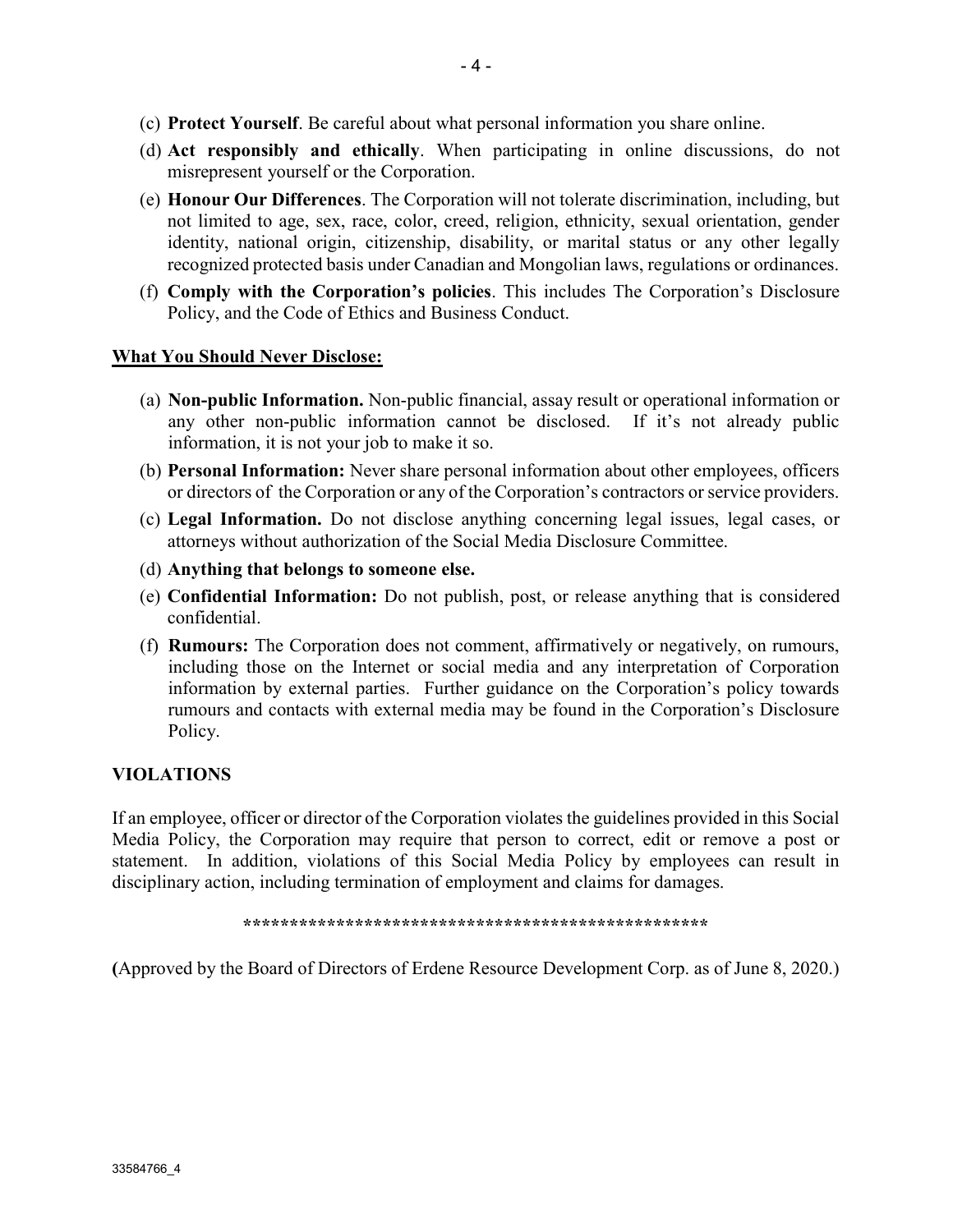(c) **Protect Yourself**. Be careful about what personal information you share online.

(d) **Act responsibly and ethically**. When participating in online discussions, do not misrepresent yourself or the Corporation.

(e) **Honour Our Differences**. The Corporation will not tolerate discrimination, including, but not limited to age, sex, race, color, creed, religion, ethnicity, sexual orientation, gender identity, national origin, citizenship, disability, or marital status or any other legally recognized protected basis under Canadian and Mongolian laws, regulations or ordinances.

(f) **Comply with the Corporation's policies**. This includes The Corporation's Disclosure Policy, and the Code of Ethics and Business Conduct.

**<u>What You Should Never Disclose:</u>**

(a) **Non-public Information.** Non-public financial, assay result or operational information or any other non-public information cannot be disclosed. If it's not already public information, it is not your job to make it so.

(b) **Personal Information:** Never share personal information about other employees, officers or directors of the Corporation or any of the Corporation's contractors or service providers.

(c) **Legal Information.** Do not disclose anything concerning legal issues, legal cases, or attorneys without authorization of the Social Media Disclosure Committee.

(d) **Anything that belongs to someone else.**

(e) **Confidential Information:** Do not publish, post, or release anything that is considered confidential.

(f) **Rumours:** The Corporation does not comment, affirmatively or negatively, on rumours, including those on the Internet or social media and any interpretation of Corporation information by external parties. Further guidance on the Corporation's policy towards rumours and contacts with external media may be found in the Corporation's Disclosure Policy.

## VIOLATIONS

If an employee, officer or director of the Corporation violates the guidelines provided in this Social Media Policy, the Corporation may require that person to correct, edit or remove a post or statement. In addition, violations of this Social Media Policy by employees can result in disciplinary action, including termination of employment and claims for damages.

***************************************************

**(**Approved by the Board of Directors of Erdene Resource Development Corp. as of June 8, 2020.)

33584766_4